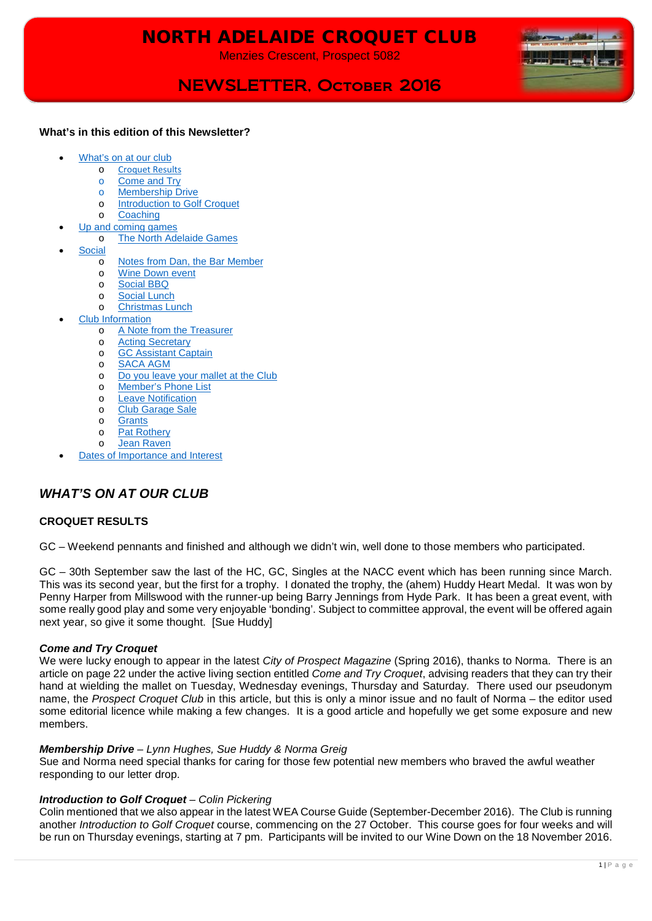# NORTH ADELAIDE CROQUET CLUB

Menzies Crescent, Prospect 5082

## NEWSLETTER, October 2016

**What's in this edition of this Newsletter?**

- What's on at our club
  - Croquet Results
  - Come and Try
  - Membership Drive
  - Introduction to Golf Croquet
  - Coaching
- Up and coming games
  - The North Adelaide Games
- Social
  - Notes from Dan, the Bar Member
  - Wine Down event
  - Social BBQ
  - Social Lunch
  - Christmas Lunch
- Club Information
  - A Note from the Treasurer
  - Acting Secretary
  - GC Assistant Captain
  - SACA AGM
  - Do you leave your mallet at the Club
  - Member's Phone List
  - Leave Notification
  - Club Garage Sale
  - Grants
  - Pat Rothery
  - Jean Raven
- Dates of Importance and Interest

## *WHAT'S ON AT OUR CLUB*

### CROQUET RESULTS

GC – Weekend pennants and finished and although we didn't win, well done to those members who participated.

GC – 30th September saw the last of the HC, GC, Singles at the NACC event which has been running since March. This was its second year, but the first for a trophy. I donated the trophy, the (ahem) Huddy Heart Medal. It was won by Penny Harper from Millswood with the runner-up being Barry Jennings from Hyde Park. It has been a great event, with some really good play and some very enjoyable 'bonding'. Subject to committee approval, the event will be offered again next year, so give it some thought. [Sue Huddy]

***Come and Try Croquet***

We were lucky enough to appear in the latest *City of Prospect Magazine* (Spring 2016), thanks to Norma. There is an article on page 22 under the active living section entitled *Come and Try Croquet*, advising readers that they can try their hand at wielding the mallet on Tuesday, Wednesday evenings, Thursday and Saturday. There used our pseudonym name, the *Prospect Croquet Club* in this article, but this is only a minor issue and no fault of Norma – the editor used some editorial licence while making a few changes. It is a good article and hopefully we get some exposure and new members.

***Membership Drive*** – *Lynn Hughes, Sue Huddy & Norma Greig*

Sue and Norma need special thanks for caring for those few potential new members who braved the awful weather responding to our letter drop.

***Introduction to Golf Croquet*** – *Colin Pickering*

Colin mentioned that we also appear in the latest WEA Course Guide (September-December 2016). The Club is running another *Introduction to Golf Croquet* course, commencing on the 27 October. This course goes for four weeks and will be run on Thursday evenings, starting at 7 pm. Participants will be invited to our Wine Down on the 18 November 2016.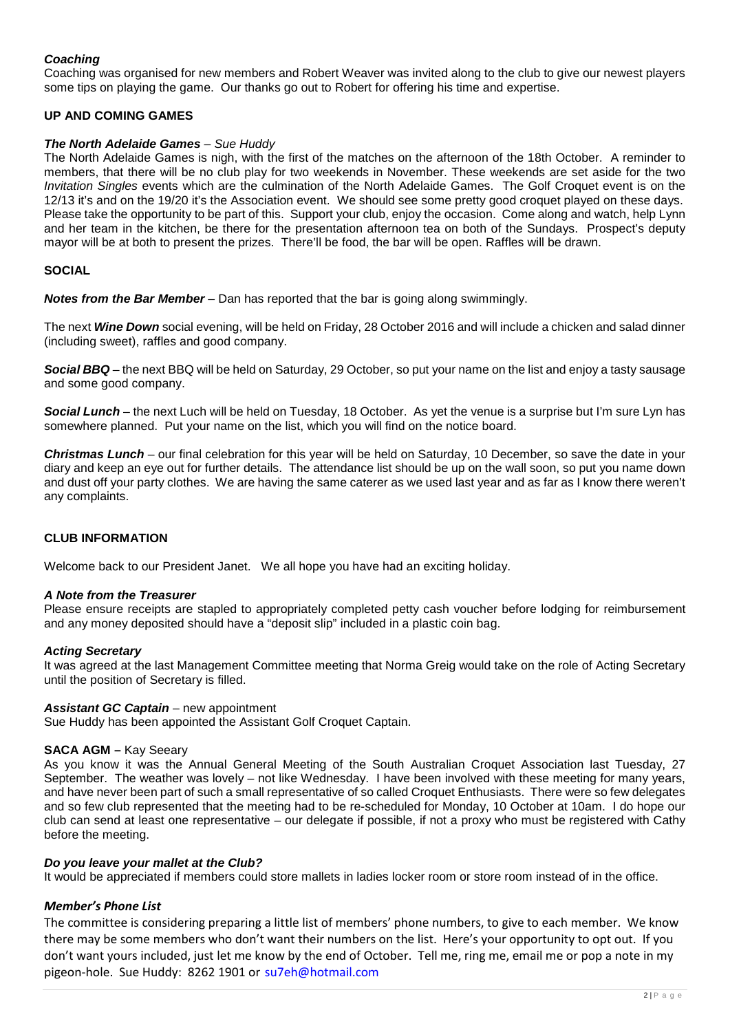### *Coaching*

Coaching was organised for new members and Robert Weaver was invited along to the club to give our newest players some tips on playing the game. Our thanks go out to Robert for offering his time and expertise.

## UP AND COMING GAMES

### *The North Adelaide Games – Sue Huddy*

The North Adelaide Games is nigh, with the first of the matches on the afternoon of the 18th October. A reminder to members, that there will be no club play for two weekends in November. These weekends are set aside for the two *Invitation Singles* events which are the culmination of the North Adelaide Games. The Golf Croquet event is on the 12/13 it's and on the 19/20 it's the Association event. We should see some pretty good croquet played on these days. Please take the opportunity to be part of this. Support your club, enjoy the occasion. Come along and watch, help Lynn and her team in the kitchen, be there for the presentation afternoon tea on both of the Sundays. Prospect's deputy mayor will be at both to present the prizes. There'll be food, the bar will be open. Raffles will be drawn.

## SOCIAL

***Notes from the Bar Member*** – Dan has reported that the bar is going along swimmingly.

The next ***Wine Down*** social evening, will be held on Friday, 28 October 2016 and will include a chicken and salad dinner (including sweet), raffles and good company.

***Social BBQ*** – the next BBQ will be held on Saturday, 29 October, so put your name on the list and enjoy a tasty sausage and some good company.

***Social Lunch*** – the next Luch will be held on Tuesday, 18 October. As yet the venue is a surprise but I'm sure Lyn has somewhere planned. Put your name on the list, which you will find on the notice board.

***Christmas Lunch*** – our final celebration for this year will be held on Saturday, 10 December, so save the date in your diary and keep an eye out for further details. The attendance list should be up on the wall soon, so put you name down and dust off your party clothes. We are having the same caterer as we used last year and as far as I know there weren't any complaints.

## CLUB INFORMATION

Welcome back to our President Janet. We all hope you have had an exciting holiday.

### *A Note from the Treasurer*

Please ensure receipts are stapled to appropriately completed petty cash voucher before lodging for reimbursement and any money deposited should have a "deposit slip" included in a plastic coin bag.

### *Acting Secretary*

It was agreed at the last Management Committee meeting that Norma Greig would take on the role of Acting Secretary until the position of Secretary is filled.

### *Assistant GC Captain* – new appointment

Sue Huddy has been appointed the Assistant Golf Croquet Captain.

### SACA AGM – Kay Seeary

As you know it was the Annual General Meeting of the South Australian Croquet Association last Tuesday, 27 September. The weather was lovely – not like Wednesday. I have been involved with these meeting for many years, and have never been part of such a small representative of so called Croquet Enthusiasts. There were so few delegates and so few club represented that the meeting had to be re-scheduled for Monday, 10 October at 10am. I do hope our club can send at least one representative – our delegate if possible, if not a proxy who must be registered with Cathy before the meeting.

### *Do you leave your mallet at the Club?*

It would be appreciated if members could store mallets in ladies locker room or store room instead of in the office.

### *Member's Phone List*

The committee is considering preparing a little list of members' phone numbers, to give to each member. We know there may be some members who don't want their numbers on the list. Here's your opportunity to opt out. If you don't want yours included, just let me know by the end of October. Tell me, ring me, email me or pop a note in my pigeon-hole. Sue Huddy: 8262 1901 or su7eh@hotmail.com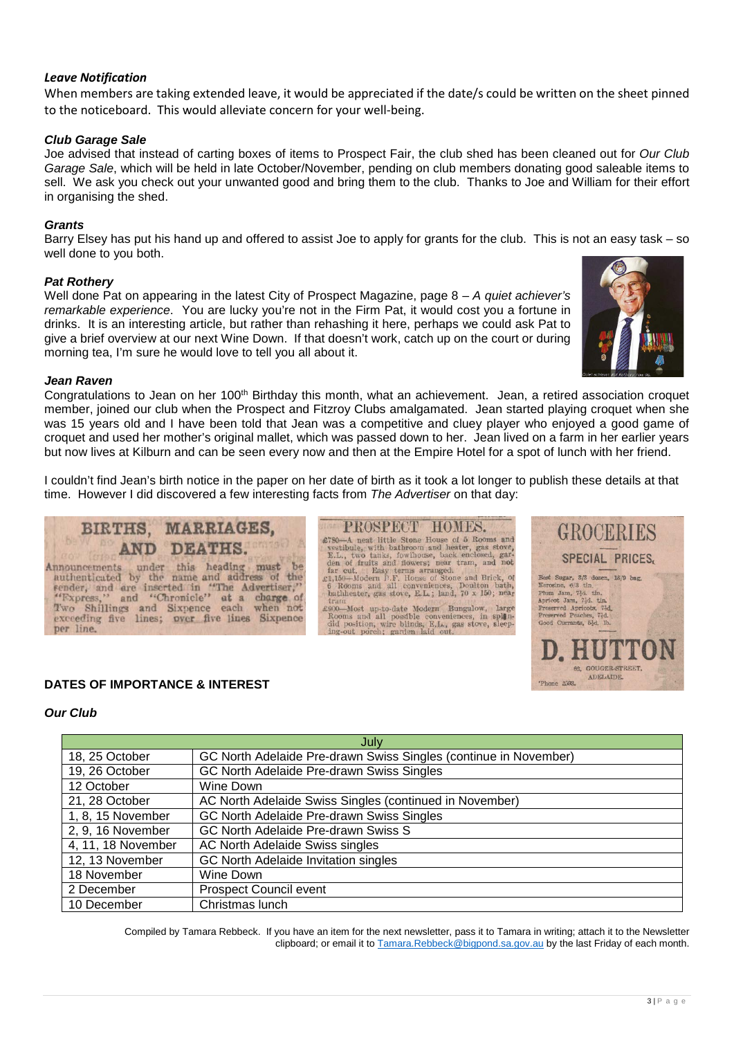### *Leave Notification*

When members are taking extended leave, it would be appreciated if the date/s could be written on the sheet pinned to the noticeboard. This would alleviate concern for your well-being.

### *Club Garage Sale*

Joe advised that instead of carting boxes of items to Prospect Fair, the club shed has been cleaned out for *Our Club Garage Sale*, which will be held in late October/November, pending on club members donating good saleable items to sell. We ask you check out your unwanted good and bring them to the club. Thanks to Joe and William for their effort in organising the shed.

### *Grants*

Barry Elsey has put his hand up and offered to assist Joe to apply for grants for the club. This is not an easy task – so well done to you both.

### *Pat Rothery*

Well done Pat on appearing in the latest City of Prospect Magazine, page 8 – *A quiet achiever's remarkable experience*. You are lucky you're not in the Firm Pat, it would cost you a fortune in drinks. It is an interesting article, but rather than rehashing it here, perhaps we could ask Pat to give a brief overview at our next Wine Down. If that doesn't work, catch up on the court or during morning tea, I'm sure he would love to tell you all about it.

### *Jean Raven*

Congratulations to Jean on her 100th Birthday this month, what an achievement. Jean, a retired association croquet member, joined our club when the Prospect and Fitzroy Clubs amalgamated. Jean started playing croquet when she was 15 years old and I have been told that Jean was a competitive and cluey player who enjoyed a good game of croquet and used her mother's original mallet, which was passed down to her. Jean lived on a farm in her earlier years but now lives at Kilburn and can be seen every now and then at the Empire Hotel for a spot of lunch with her friend.

I couldn't find Jean's birth notice in the paper on her date of birth as it took a lot longer to publish these details at that time. However I did discovered a few interesting facts from *The Advertiser* on that day:

**BIRTHS, MARRIAGES, AND DEATHS.**

Announcements under this heading must be authenticated by the name and address of the sender, and are inserted in "The Advertiser," "Express," and "Chronicle" at a charge of Two Shillings and Sixpence each when not exceeding five lines; over five lines Sixpence per line.

**PROSPECT HOMES.**

£750—A neat little Stone House of 5 Rooms and vestibule, with bathroom and heater, gas stove, E.L., two tanks, fowlhouse, back enclosed, garden of fruits and flowers; near tram, and not far out. Easy terms arranged.
£1,150—Modern D.F. House of Stone and Brick, of 6 Rooms and all conveniences, Doulton bath, bathheater, gas stove, E.L.; land, 70 x 150; near tram.
£900—Most up-to-date Modern Bungalow, large Rooms and all possible conveniences, in splendid position, wire blinds, E.L., gas stove, sleeping-out porch; garden laid out.

**GROCERIES**

**SPECIAL PRICES.**

Best Sugar, 3/3 dozen, 18/9 bag.
Kerosine, 6/3 tin.
Plum Jam, 7½d. tin.
Apricot Jam, 7½d. tin.
Preserved Apricots, 7½d.
Preserved Peaches, 7½d.
Good Currants, 5½d. lb.

**D. HUTTON**

82, GOUGER-STREET, ADELAIDE.
'Phone 2303.

## DATES OF IMPORTANCE & INTEREST

### *Our Club*

| July | |
|---|---|
| 18, 25 October | GC North Adelaide Pre-drawn Swiss Singles (continue in November) |
| 19, 26 October | GC North Adelaide Pre-drawn Swiss Singles |
| 12 October | Wine Down |
| 21, 28 October | AC North Adelaide Swiss Singles (continued in November) |
| 1, 8, 15 November | GC North Adelaide Pre-drawn Swiss Singles |
| 2, 9, 16 November | GC North Adelaide Pre-drawn Swiss S |
| 4, 11, 18 November | AC North Adelaide Swiss singles |
| 12, 13 November | GC North Adelaide Invitation singles |
| 18 November | Wine Down |
| 2 December | Prospect Council event |
| 10 December | Christmas lunch |

Compiled by Tamara Rebbeck. If you have an item for the next newsletter, pass it to Tamara in writing; attach it to the Newsletter clipboard; or email it to Tamara.Rebbeck@bigpond.sa.gov.au by the last Friday of each month.